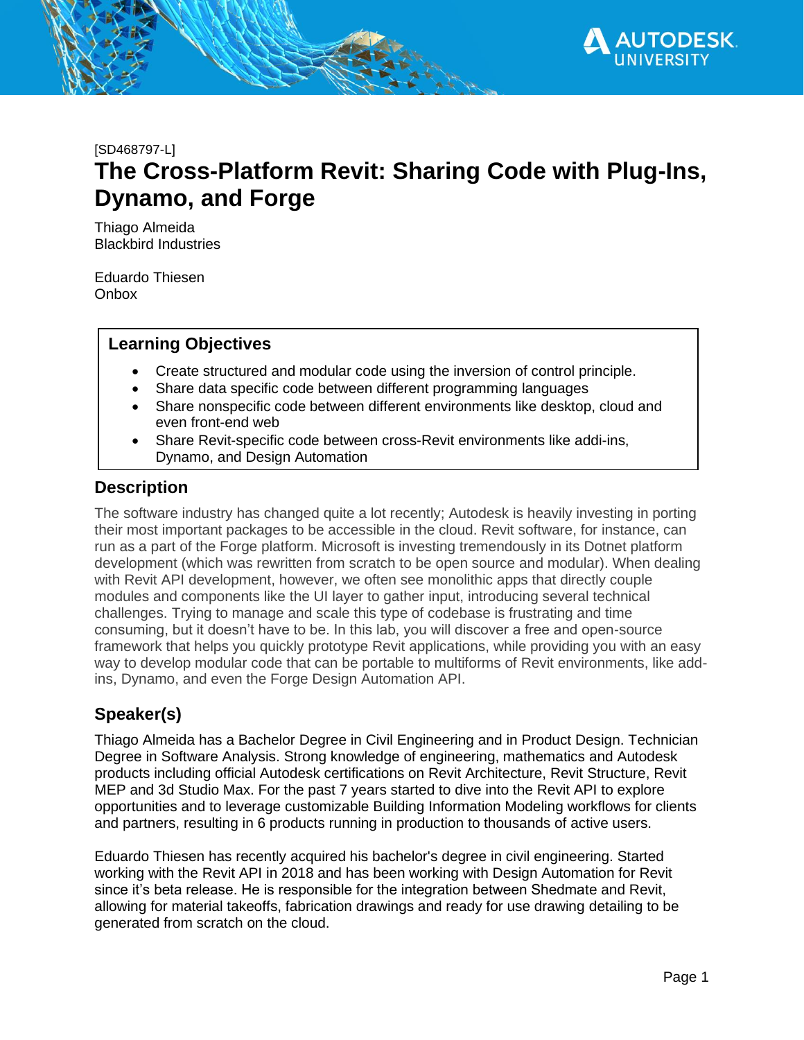[SD468797-L]

# The Cross-Platform Revit: Sharing Code with Plug-Ins, Dynamo, and Forge

Thiago Almeida
Blackbird Industries

Eduardo Thiesen
Onbox

## Learning Objectives

- Create structured and modular code using the inversion of control principle.
- Share data specific code between different programming languages
- Share nonspecific code between different environments like desktop, cloud and even front-end web
- Share Revit-specific code between cross-Revit environments like addi-ins, Dynamo, and Design Automation

## Description

The software industry has changed quite a lot recently; Autodesk is heavily investing in porting their most important packages to be accessible in the cloud. Revit software, for instance, can run as a part of the Forge platform. Microsoft is investing tremendously in its Dotnet platform development (which was rewritten from scratch to be open source and modular). When dealing with Revit API development, however, we often see monolithic apps that directly couple modules and components like the UI layer to gather input, introducing several technical challenges. Trying to manage and scale this type of codebase is frustrating and time consuming, but it doesn't have to be. In this lab, you will discover a free and open-source framework that helps you quickly prototype Revit applications, while providing you with an easy way to develop modular code that can be portable to multiforms of Revit environments, like add-ins, Dynamo, and even the Forge Design Automation API.

## Speaker(s)

Thiago Almeida has a Bachelor Degree in Civil Engineering and in Product Design. Technician Degree in Software Analysis. Strong knowledge of engineering, mathematics and Autodesk products including official Autodesk certifications on Revit Architecture, Revit Structure, Revit MEP and 3d Studio Max. For the past 7 years started to dive into the Revit API to explore opportunities and to leverage customizable Building Information Modeling workflows for clients and partners, resulting in 6 products running in production to thousands of active users.

Eduardo Thiesen has recently acquired his bachelor's degree in civil engineering. Started working with the Revit API in 2018 and has been working with Design Automation for Revit since it's beta release. He is responsible for the integration between Shedmate and Revit, allowing for material takeoffs, fabrication drawings and ready for use drawing detailing to be generated from scratch on the cloud.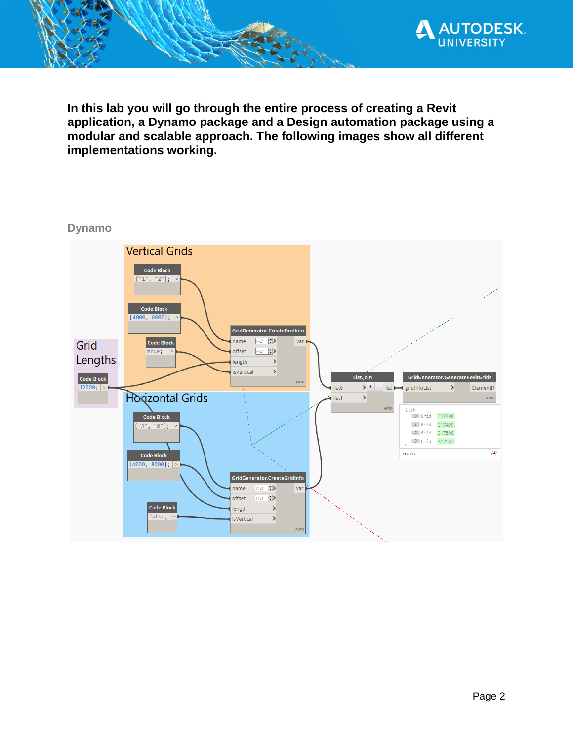**In this lab you will go through the entire process of creating a Revit application, a Dynamo package and a Design automation package using a modular and scalable approach. The following images show all different implementations working.**

## Dynamo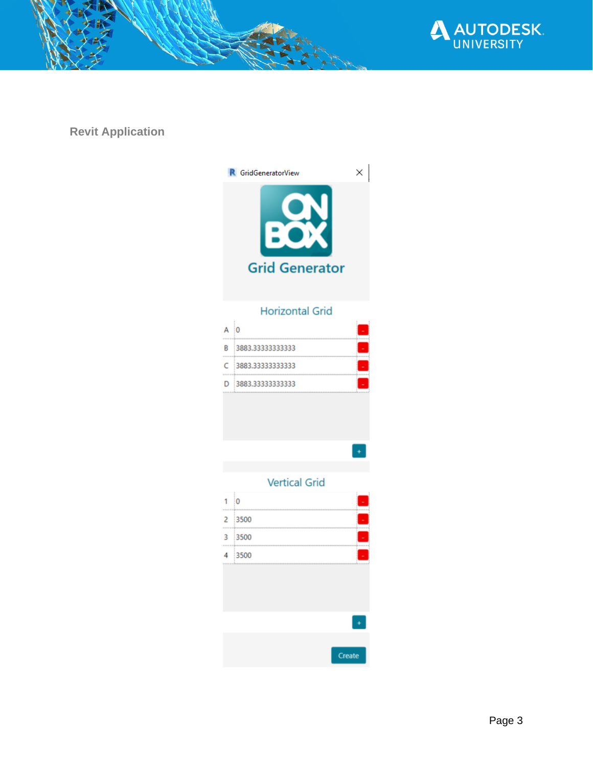## Revit Application

GridGeneratorView

Grid Generator

Horizontal Grid

| | |
|---|---|
| A | 0 |
| B | 3883.33333333333 |
| C | 3883.33333333333 |
| D | 3883.33333333333 |

Vertical Grid

| | |
|---|---|
| 1 | 0 |
| 2 | 3500 |
| 3 | 3500 |
| 4 | 3500 |

Create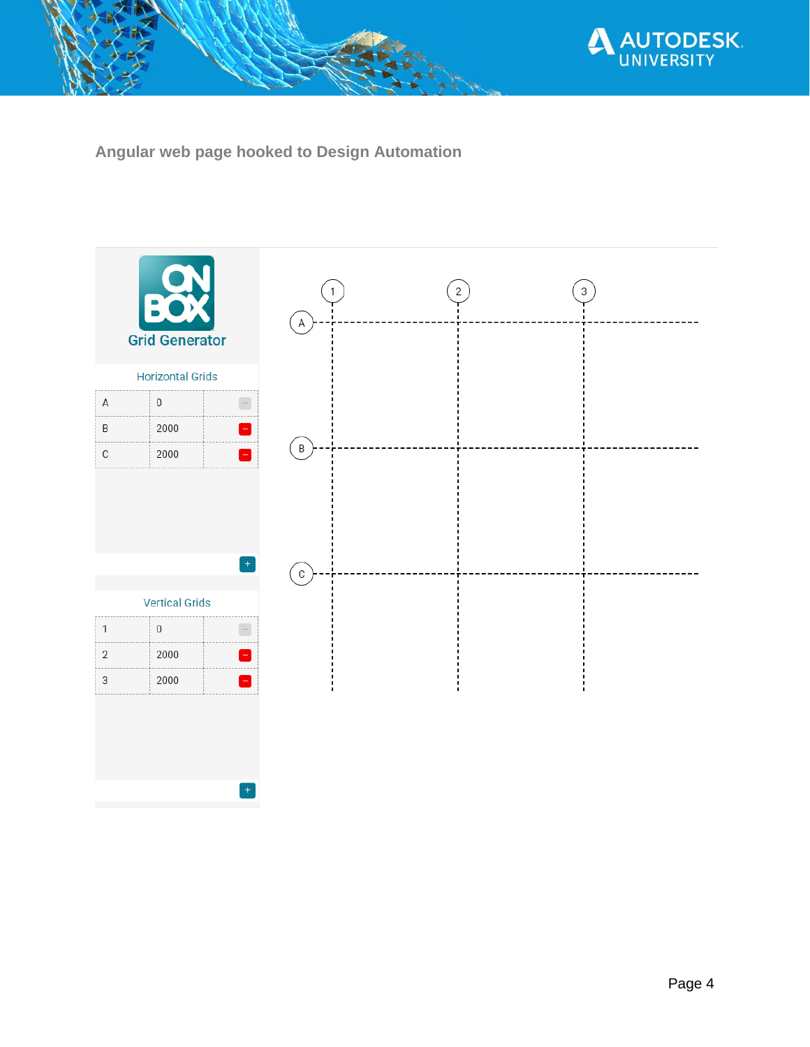## Angular web page hooked to Design Automation

Grid Generator

Horizontal Grids

| | | |
|---|---|---|
| A | 0 | – |
| B | 2000 | – |
| C | 2000 | – |

+

Vertical Grids

| | | |
|---|---|---|
| 1 | 0 | – |
| 2 | 2000 | – |
| 3 | 2000 | – |

+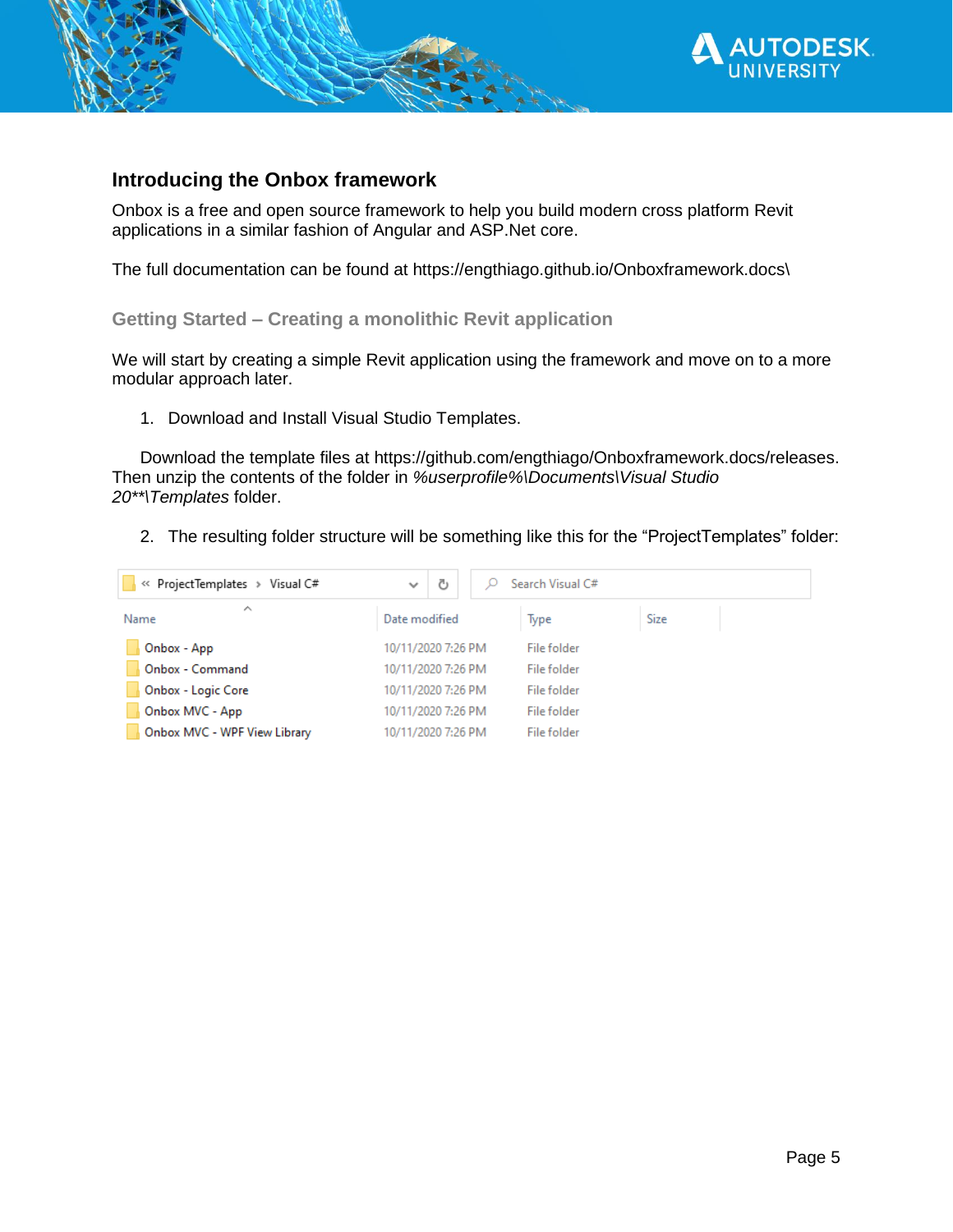## Introducing the Onbox framework

Onbox is a free and open source framework to help you build modern cross platform Revit applications in a similar fashion of Angular and ASP.Net core.

The full documentation can be found at https://engthiago.github.io/Onboxframework.docs\

### Getting Started – Creating a monolithic Revit application

We will start by creating a simple Revit application using the framework and move on to a more modular approach later.

1. Download and Install Visual Studio Templates.

Download the template files at https://github.com/engthiago/Onboxframework.docs/releases. Then unzip the contents of the folder in *%userprofile%\Documents\Visual Studio 20**\Templates* folder.

2. The resulting folder structure will be something like this for the "ProjectTemplates" folder:

« ProjectTemplates › Visual C#

| Name | Date modified | Type | Size |
|---|---|---|---|
| Onbox - App | 10/11/2020 7:26 PM | File folder | |
| Onbox - Command | 10/11/2020 7:26 PM | File folder | |
| Onbox - Logic Core | 10/11/2020 7:26 PM | File folder | |
| Onbox MVC - App | 10/11/2020 7:26 PM | File folder | |
| Onbox MVC - WPF View Library | 10/11/2020 7:26 PM | File folder | |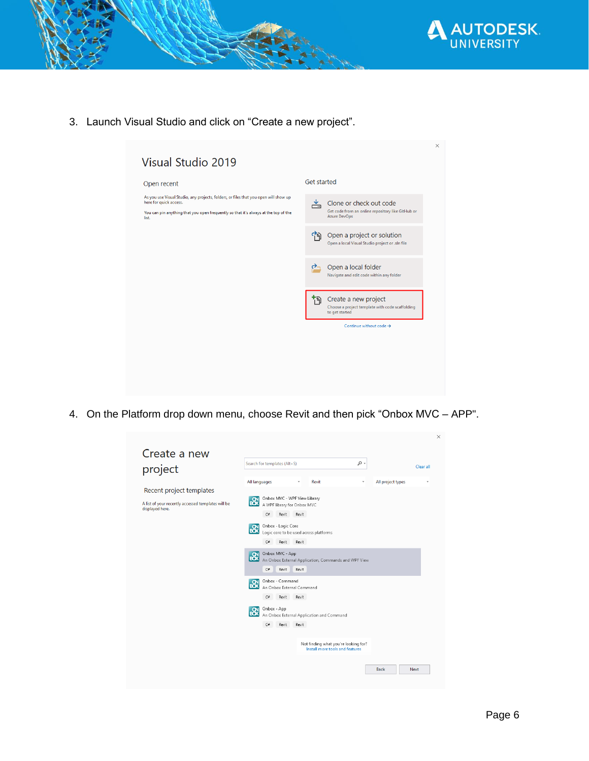3. Launch Visual Studio and click on “Create a new project”.

4. On the Platform drop down menu, choose Revit and then pick “Onbox MVC – APP".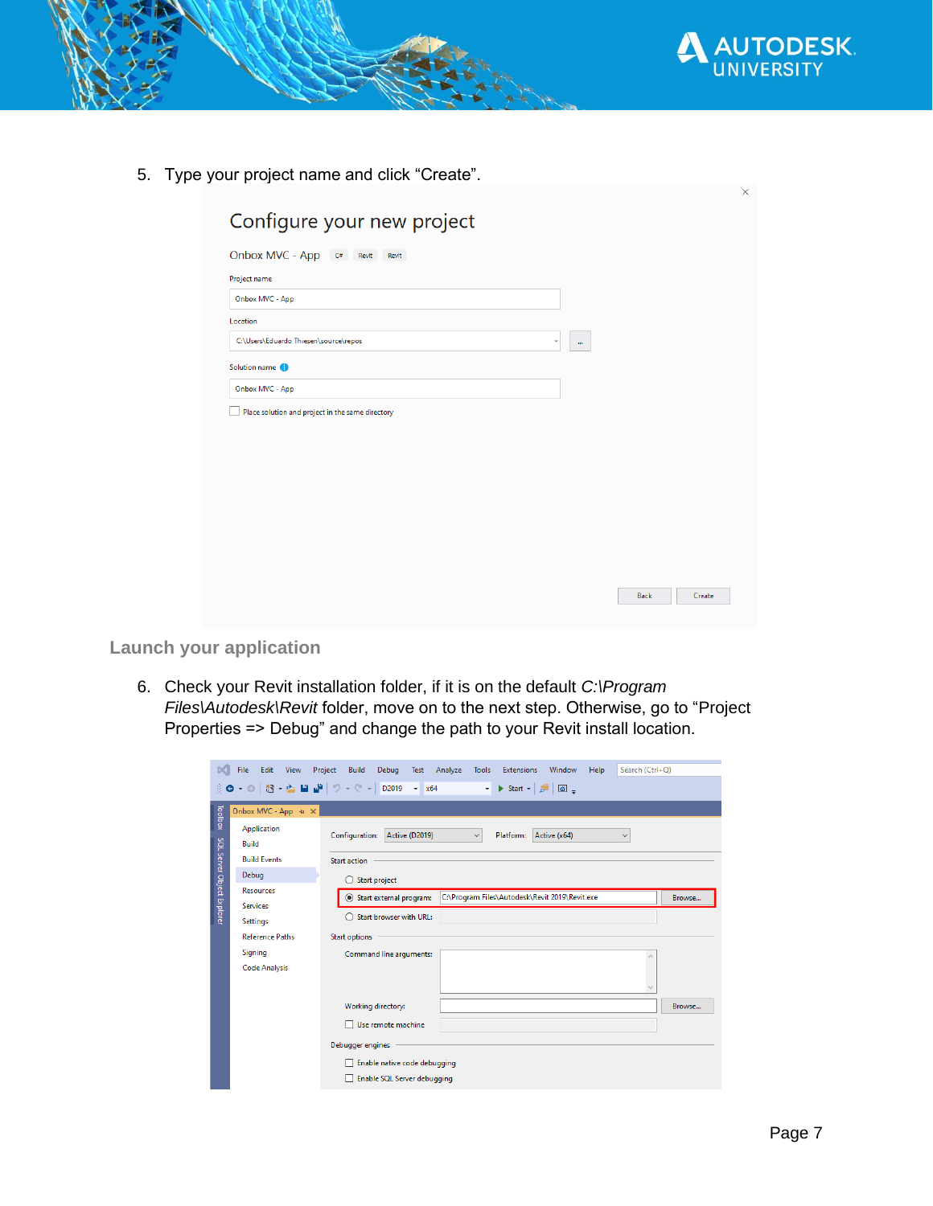5. Type your project name and click "Create".

Launch your application

6. Check your Revit installation folder, if it is on the default *C:\Program Files\Autodesk\Revit* folder, move on to the next step. Otherwise, go to "Project Properties => Debug" and change the path to your Revit install location.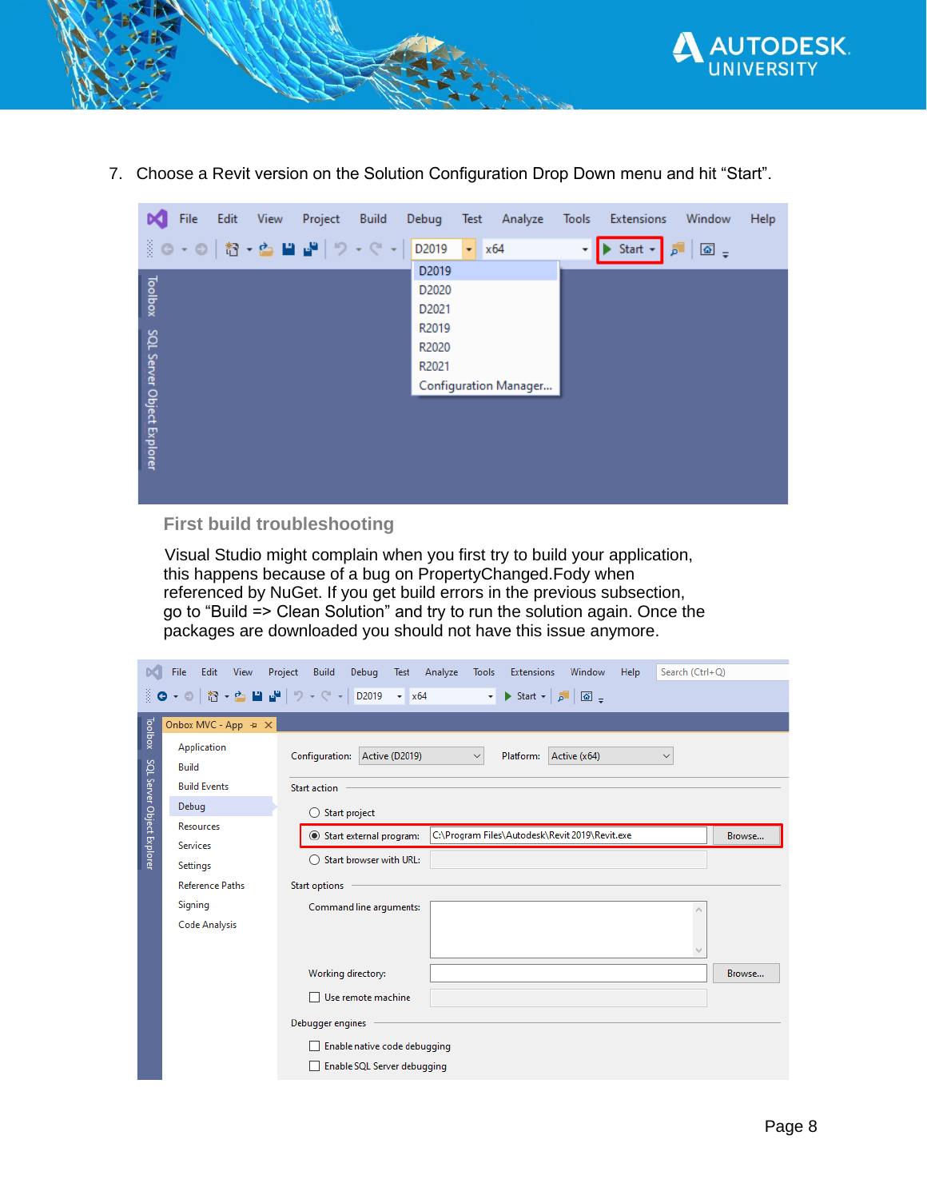7. Choose a Revit version on the Solution Configuration Drop Down menu and hit "Start".

### First build troubleshooting

Visual Studio might complain when you first try to build your application, this happens because of a bug on PropertyChanged.Fody when referenced by NuGet. If you get build errors in the previous subsection, go to "Build => Clean Solution" and try to run the solution again. Once the packages are downloaded you should not have this issue anymore.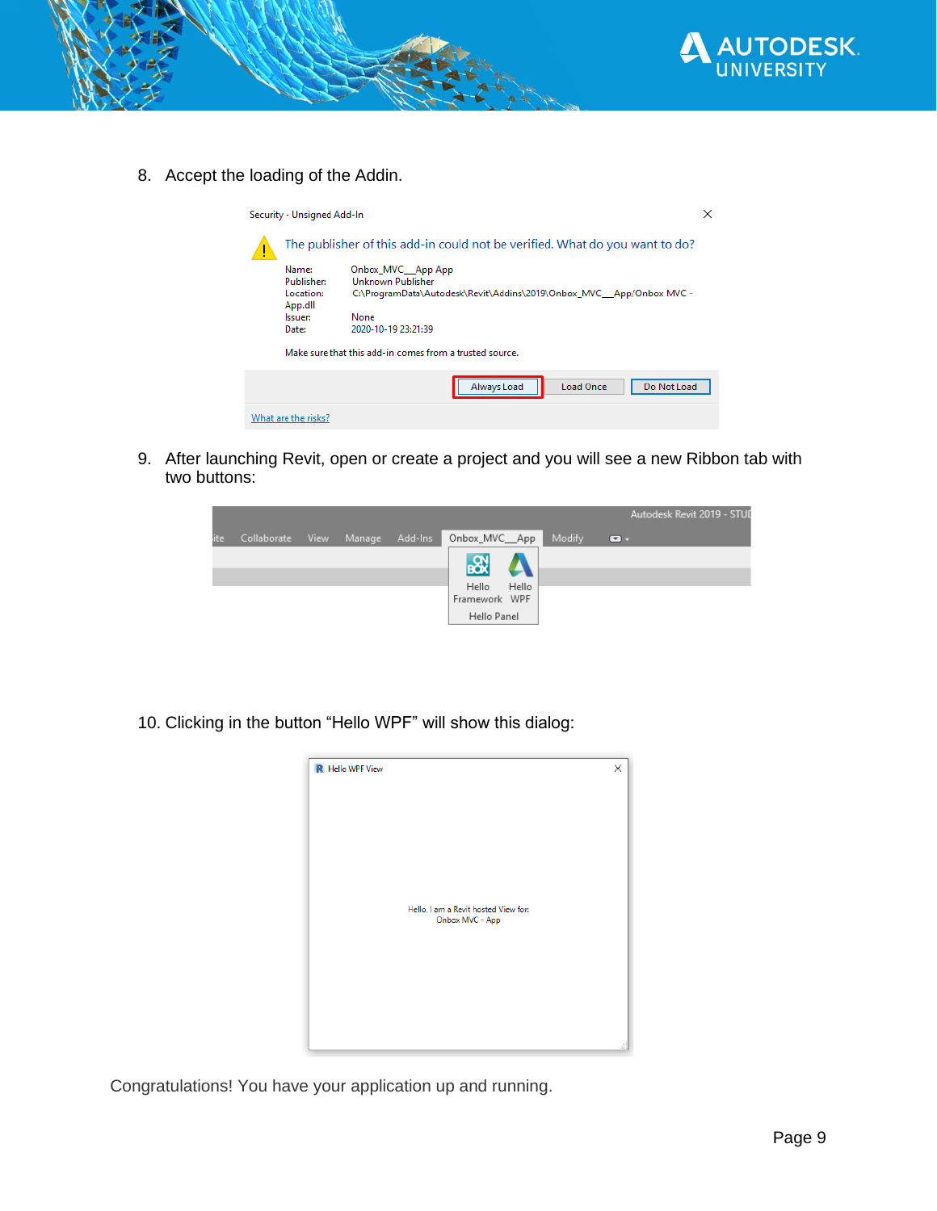8. Accept the loading of the Addin.

9. After launching Revit, open or create a project and you will see a new Ribbon tab with two buttons:

10. Clicking in the button “Hello WPF” will show this dialog:

Congratulations! You have your application up and running.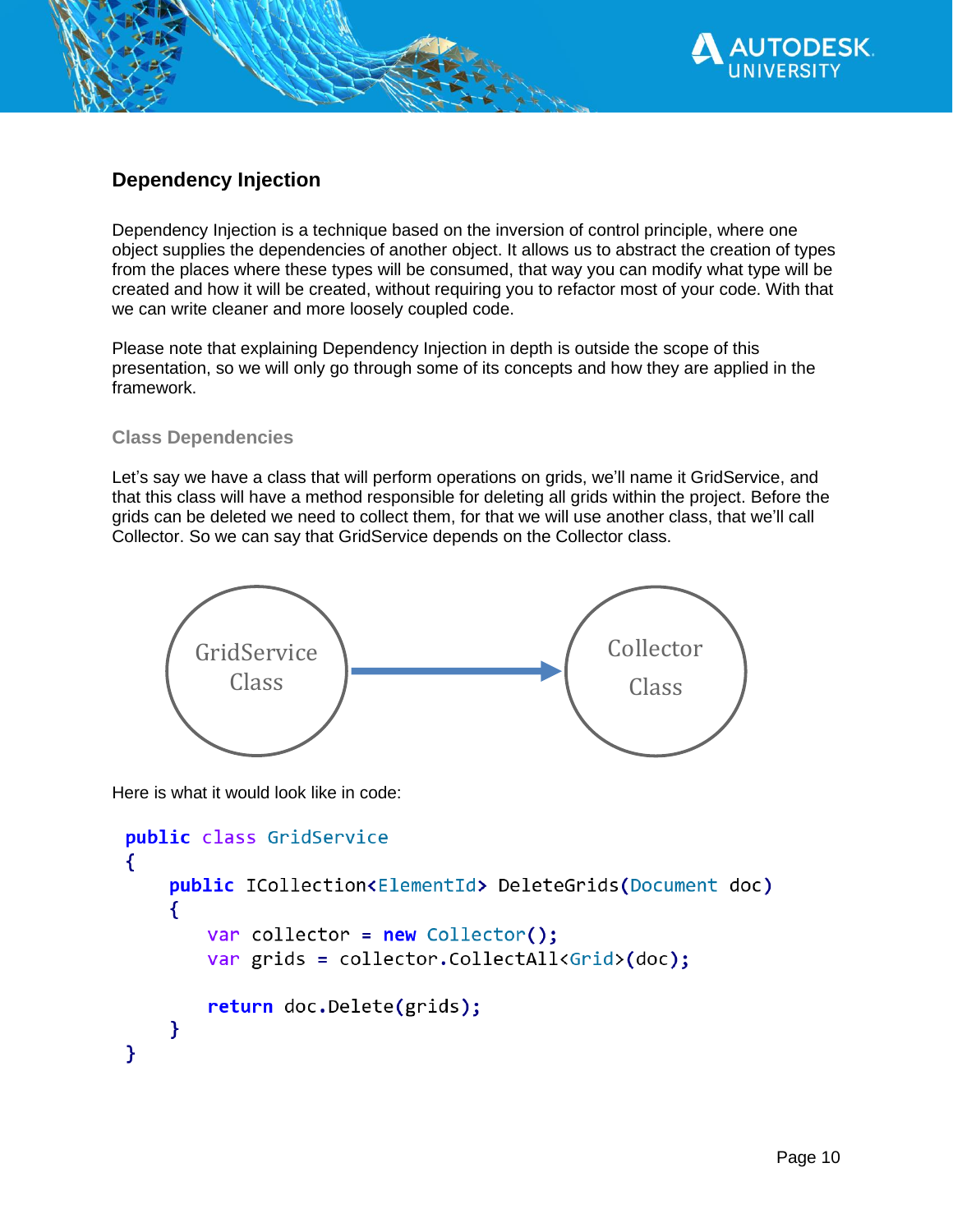## Dependency Injection

Dependency Injection is a technique based on the inversion of control principle, where one object supplies the dependencies of another object. It allows us to abstract the creation of types from the places where these types will be consumed, that way you can modify what type will be created and how it will be created, without requiring you to refactor most of your code. With that we can write cleaner and more loosely coupled code.

Please note that explaining Dependency Injection in depth is outside the scope of this presentation, so we will only go through some of its concepts and how they are applied in the framework.

### Class Dependencies

Let's say we have a class that will perform operations on grids, we'll name it GridService, and that this class will have a method responsible for deleting all grids within the project. Before the grids can be deleted we need to collect them, for that we will use another class, that we'll call Collector. So we can say that GridService depends on the Collector class.

GridService Class → Collector Class

Here is what it would look like in code:

```
public class GridService
{
    public ICollection<ElementId> DeleteGrids(Document doc)
    {
        var collector = new Collector();
        var grids = collector.CollectAll<Grid>(doc);

        return doc.Delete(grids);
    }
}
```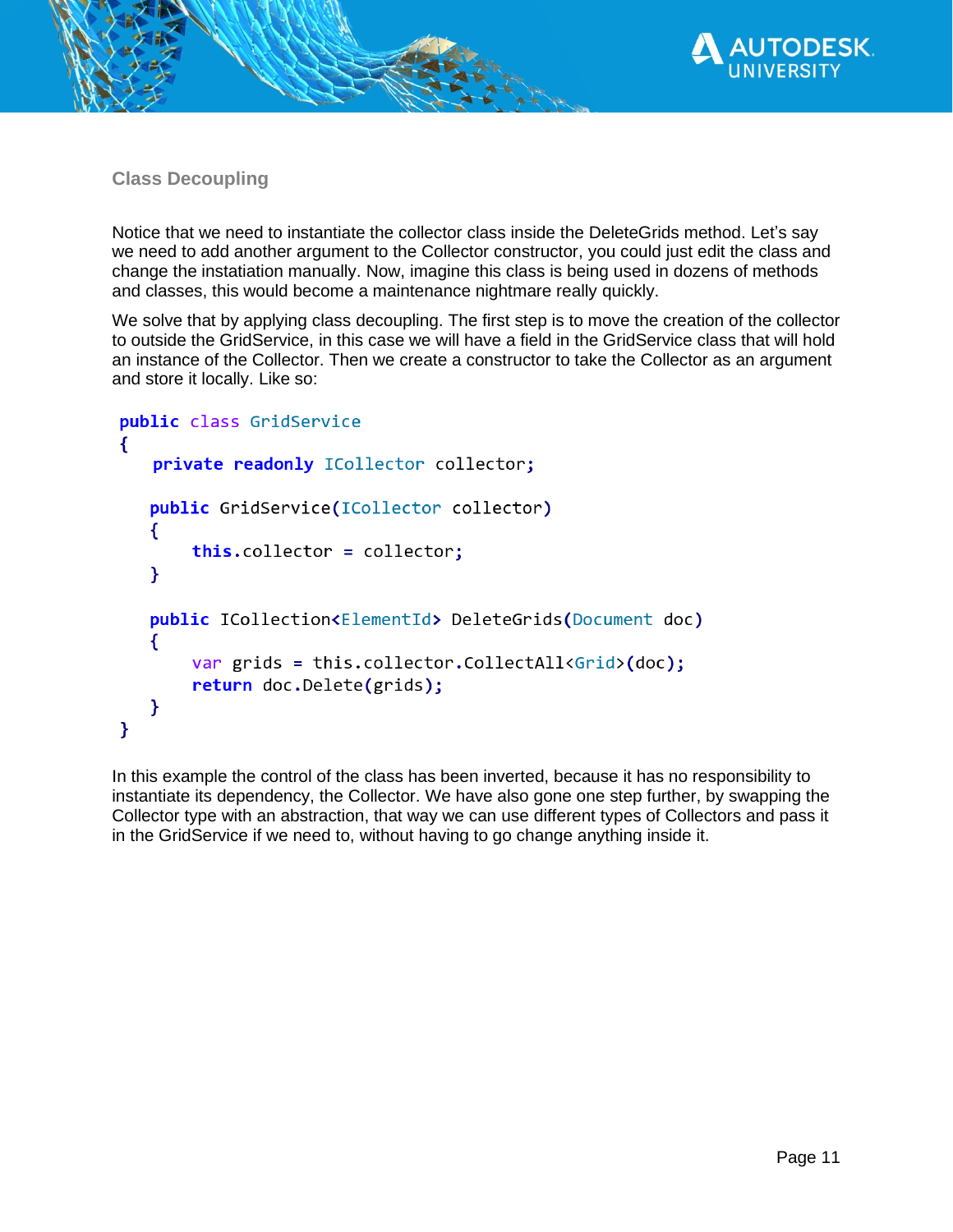### Class Decoupling

Notice that we need to instantiate the collector class inside the DeleteGrids method. Let's say we need to add another argument to the Collector constructor, you could just edit the class and change the instatiation manually. Now, imagine this class is being used in dozens of methods and classes, this would become a maintenance nightmare really quickly.

We solve that by applying class decoupling. The first step is to move the creation of the collector to outside the GridService, in this case we will have a field in the GridService class that will hold an instance of the Collector. Then we create a constructor to take the Collector as an argument and store it locally. Like so:

```
public class GridService
{
    private readonly ICollector collector;

    public GridService(ICollector collector)
    {
        this.collector = collector;
    }

    public ICollection<ElementId> DeleteGrids(Document doc)
    {
        var grids = this.collector.CollectAll<Grid>(doc);
        return doc.Delete(grids);
    }
}
```

In this example the control of the class has been inverted, because it has no responsibility to instantiate its dependency, the Collector. We have also gone one step further, by swapping the Collector type with an abstraction, that way we can use different types of Collectors and pass it in the GridService if we need to, without having to go change anything inside it.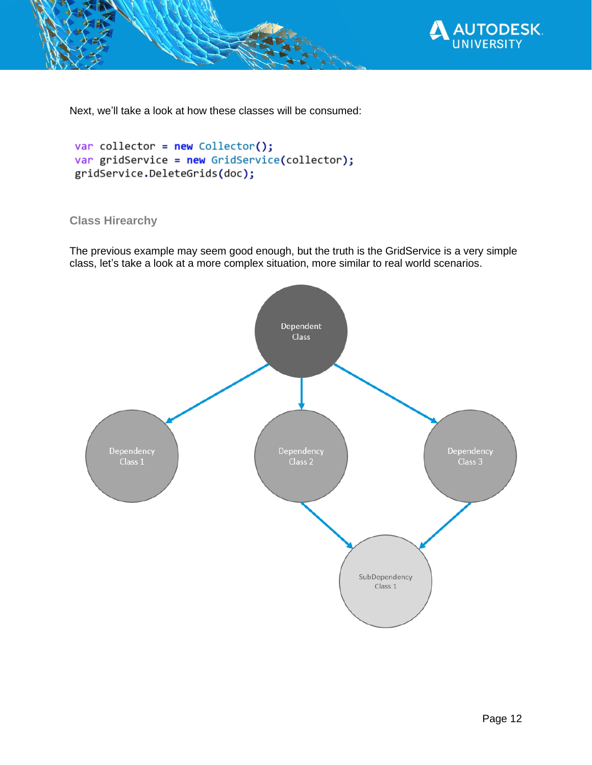Next, we'll take a look at how these classes will be consumed:

```
var collector = new Collector();
var gridService = new GridService(collector);
gridService.DeleteGrids(doc);
```

### Class Hirearchy

The previous example may seem good enough, but the truth is the GridService is a very simple class, let's take a look at a more complex situation, more similar to real world scenarios.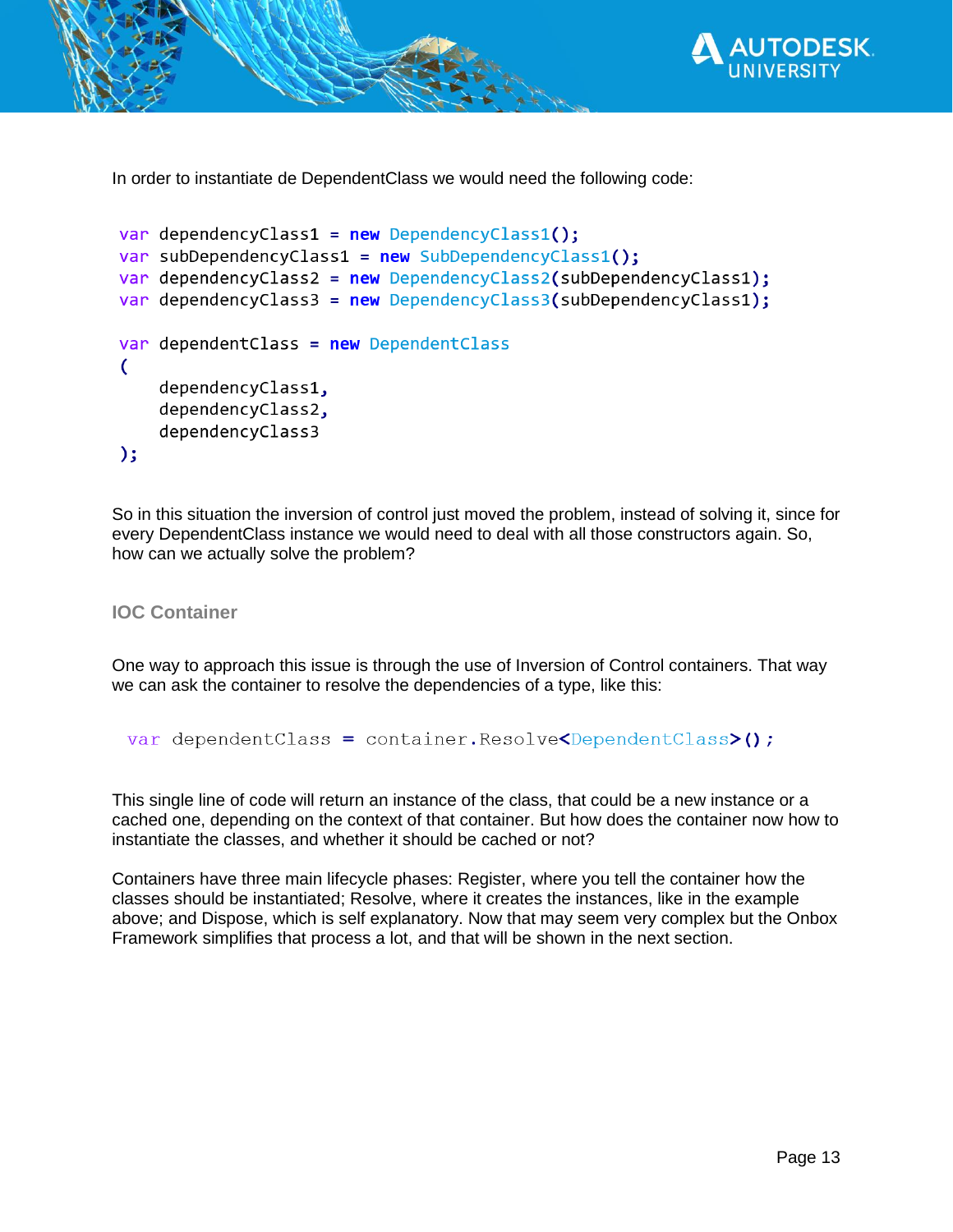In order to instantiate de DependentClass we would need the following code:

```
var dependencyClass1 = new DependencyClass1();
var subDependencyClass1 = new SubDependencyClass1();
var dependencyClass2 = new DependencyClass2(subDependencyClass1);
var dependencyClass3 = new DependencyClass3(subDependencyClass1);

var dependentClass = new DependentClass
(
    dependencyClass1,
    dependencyClass2,
    dependencyClass3
);
```

So in this situation the inversion of control just moved the problem, instead of solving it, since for every DependentClass instance we would need to deal with all those constructors again. So, how can we actually solve the problem?

### IOC Container

One way to approach this issue is through the use of Inversion of Control containers. That way we can ask the container to resolve the dependencies of a type, like this:

```
var dependentClass = container.Resolve<DependentClass>();
```

This single line of code will return an instance of the class, that could be a new instance or a cached one, depending on the context of that container. But how does the container now how to instantiate the classes, and whether it should be cached or not?

Containers have three main lifecycle phases: Register, where you tell the container how the classes should be instantiated; Resolve, where it creates the instances, like in the example above; and Dispose, which is self explanatory. Now that may seem very complex but the Onbox Framework simplifies that process a lot, and that will be shown in the next section.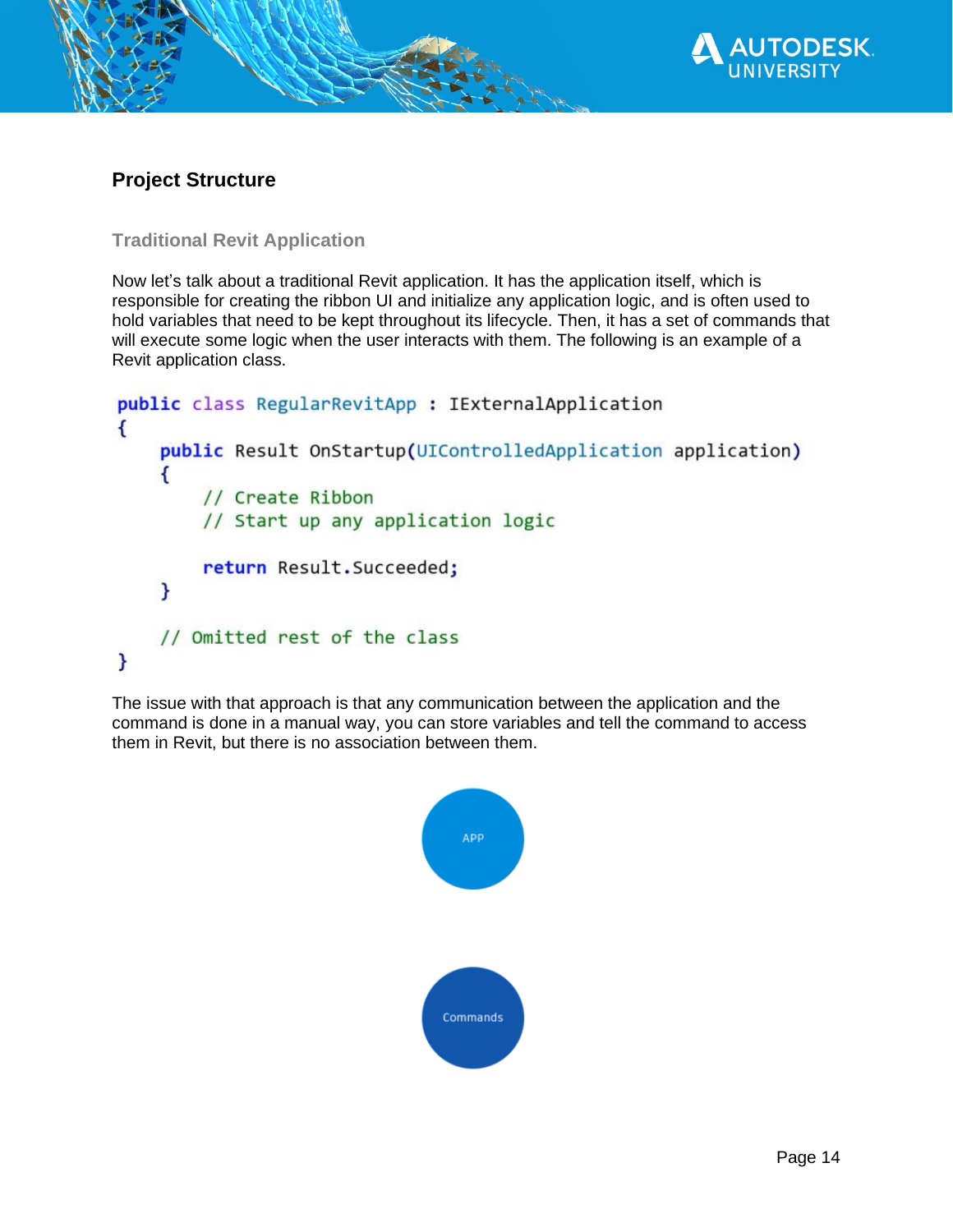## Project Structure

### Traditional Revit Application

Now let's talk about a traditional Revit application. It has the application itself, which is responsible for creating the ribbon UI and initialize any application logic, and is often used to hold variables that need to be kept throughout its lifecycle. Then, it has a set of commands that will execute some logic when the user interacts with them. The following is an example of a Revit application class.

```
public class RegularRevitApp : IExternalApplication
{
    public Result OnStartup(UIControlledApplication application)
    {
        // Create Ribbon
        // Start up any application logic

        return Result.Succeeded;
    }

    // Omitted rest of the class
}
```

The issue with that approach is that any communication between the application and the command is done in a manual way, you can store variables and tell the command to access them in Revit, but there is no association between them.

APP

Commands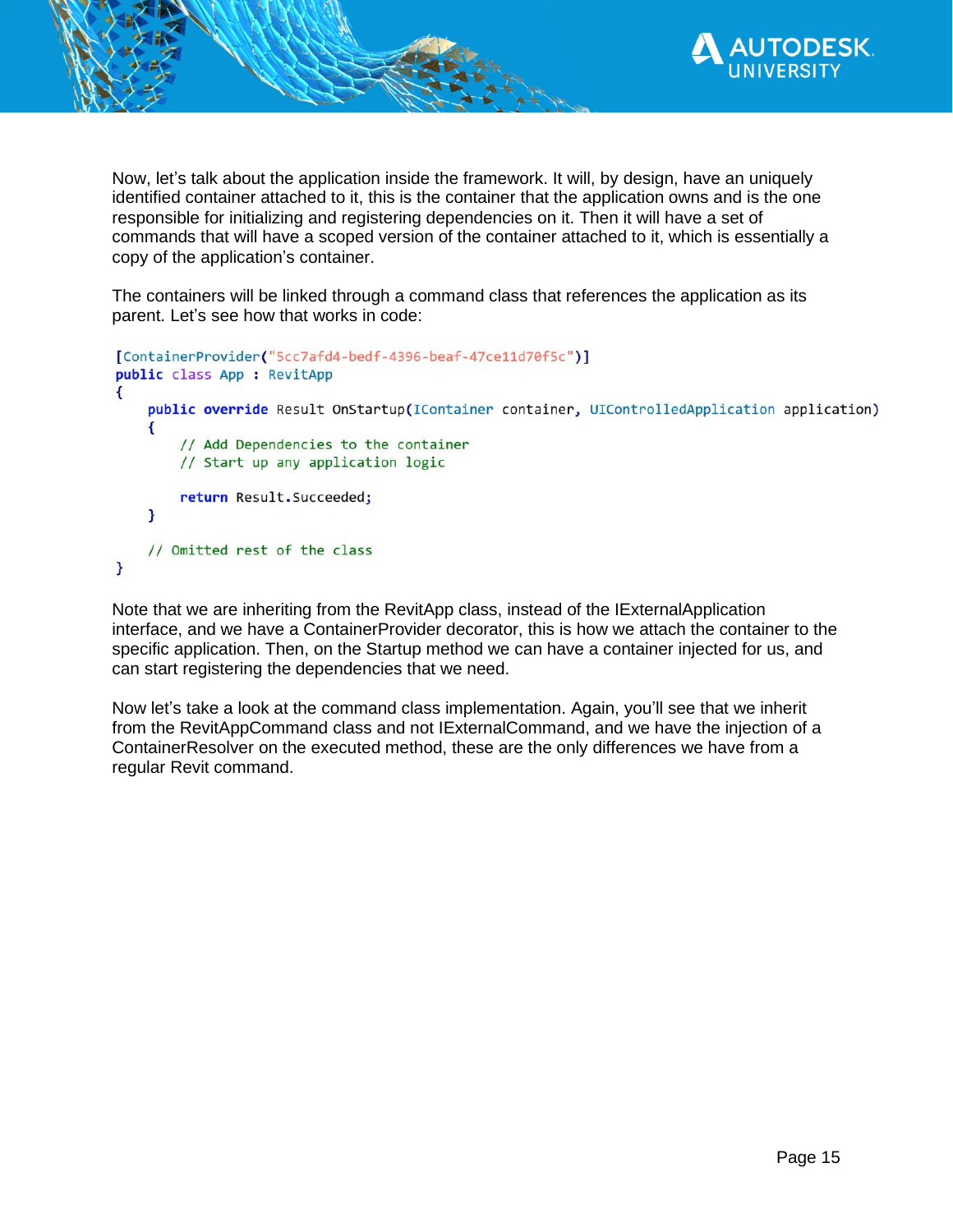Now, let's talk about the application inside the framework. It will, by design, have an uniquely identified container attached to it, this is the container that the application owns and is the one responsible for initializing and registering dependencies on it. Then it will have a set of commands that will have a scoped version of the container attached to it, which is essentially a copy of the application's container.

The containers will be linked through a command class that references the application as its parent. Let's see how that works in code:

```
[ContainerProvider("5cc7afd4-bedf-4396-beaf-47ce11d70f5c")]
public class App : RevitApp
{
    public override Result OnStartup(IContainer container, UIControlledApplication application)
    {
        // Add Dependencies to the container
        // Start up any application logic

        return Result.Succeeded;
    }

    // Omitted rest of the class
}
```

Note that we are inheriting from the RevitApp class, instead of the IExternalApplication interface, and we have a ContainerProvider decorator, this is how we attach the container to the specific application. Then, on the Startup method we can have a container injected for us, and can start registering the dependencies that we need.

Now let's take a look at the command class implementation. Again, you'll see that we inherit from the RevitAppCommand class and not IExternalCommand, and we have the injection of a ContainerResolver on the executed method, these are the only differences we have from a regular Revit command.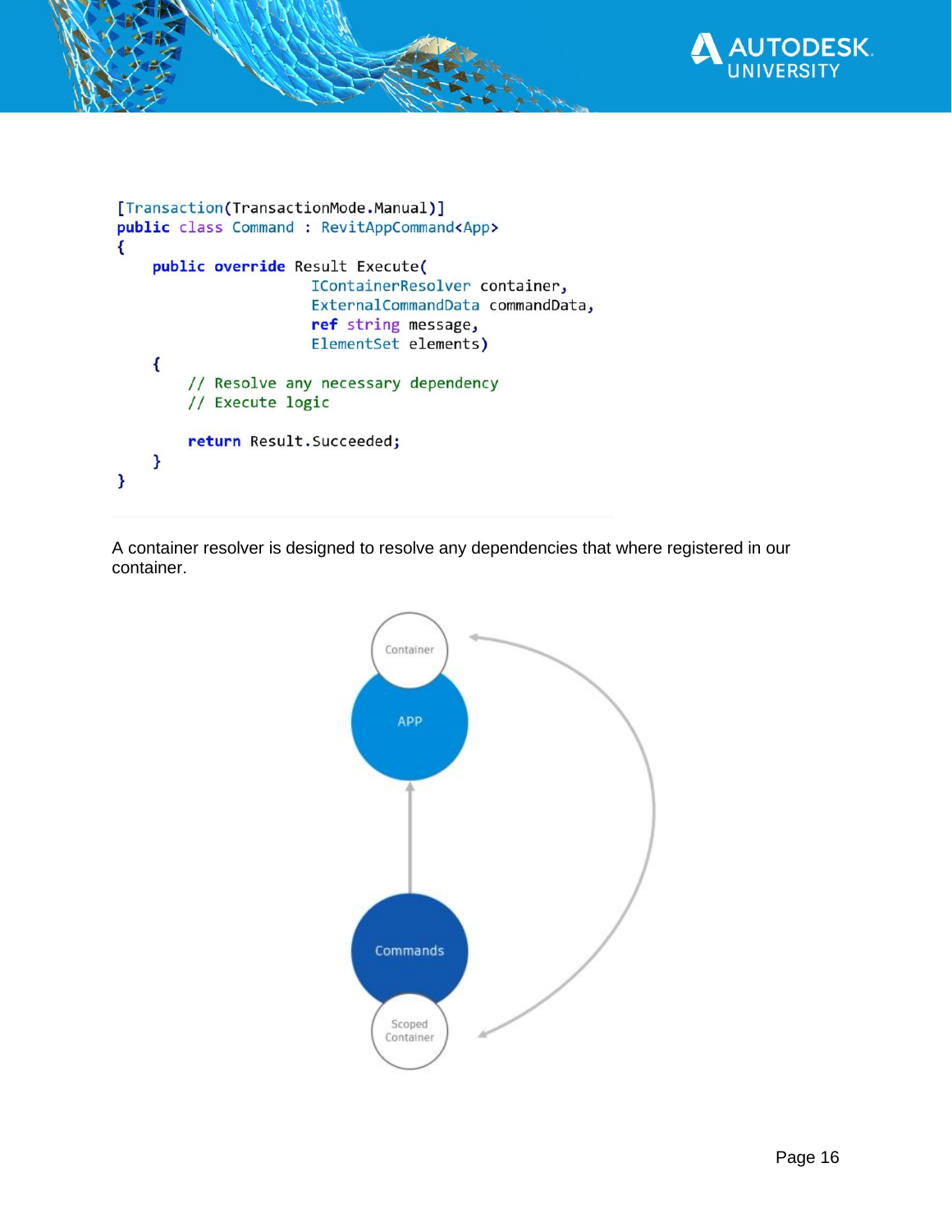```csharp
[Transaction(TransactionMode.Manual)]
public class Command : RevitAppCommand<App>
{
    public override Result Execute(
                        IContainerResolver container,
                        ExternalCommandData commandData,
                        ref string message,
                        ElementSet elements)
    {
        // Resolve any necessary dependency
        // Execute logic

        return Result.Succeeded;
    }
}
```

A container resolver is designed to resolve any dependencies that where registered in our container.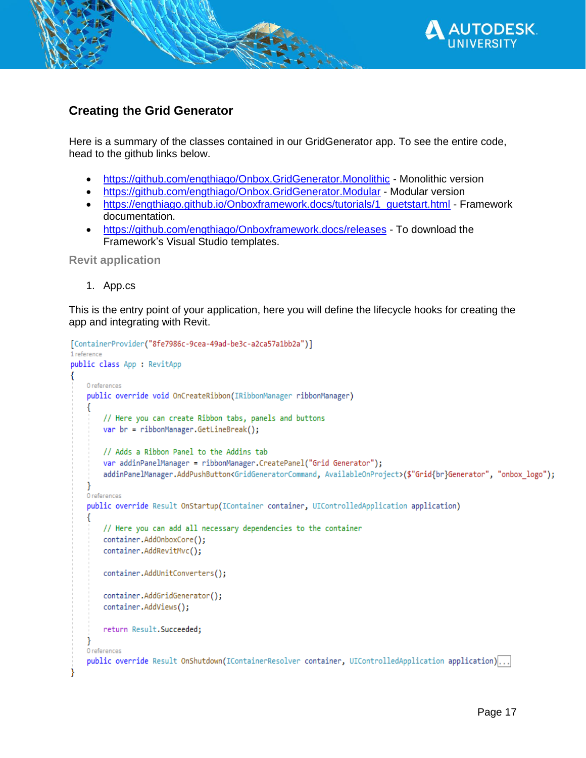## Creating the Grid Generator

Here is a summary of the classes contained in our GridGenerator app. To see the entire code, head to the github links below.

- https://github.com/engthiago/Onbox.GridGenerator.Monolithic - Monolithic version
- https://github.com/engthiago/Onbox.GridGenerator.Modular - Modular version
- https://engthiago.github.io/Onboxframework.docs/tutorials/1_guetstart.html - Framework documentation.
- https://github.com/engthiago/Onboxframework.docs/releases - To download the Framework's Visual Studio templates.

### Revit application

1. App.cs

This is the entry point of your application, here you will define the lifecycle hooks for creating the app and integrating with Revit.

```
[ContainerProvider("8fe7986c-9cea-49ad-be3c-a2ca57a1bb2a")]
1 reference
public class App : RevitApp
{
    0 references
    public override void OnCreateRibbon(IRibbonManager ribbonManager)
    {
        // Here you can create Ribbon tabs, panels and buttons
        var br = ribbonManager.GetLineBreak();

        // Adds a Ribbon Panel to the Addins tab
        var addinPanelManager = ribbonManager.CreatePanel("Grid Generator");
        addinPanelManager.AddPushButton<GridGeneratorCommand, AvailableOnProject>($"Grid{br}Generator", "onbox_logo");
    }
    0 references
    public override Result OnStartup(IContainer container, UIControlledApplication application)
    {
        // Here you can add all necessary dependencies to the container
        container.AddOnboxCore();
        container.AddRevitMvc();

        container.AddUnitConverters();

        container.AddGridGenerator();
        container.AddViews();

        return Result.Succeeded;
    }
    0 references
    public override Result OnShutdown(IContainerResolver container, UIControlledApplication application)...
}
```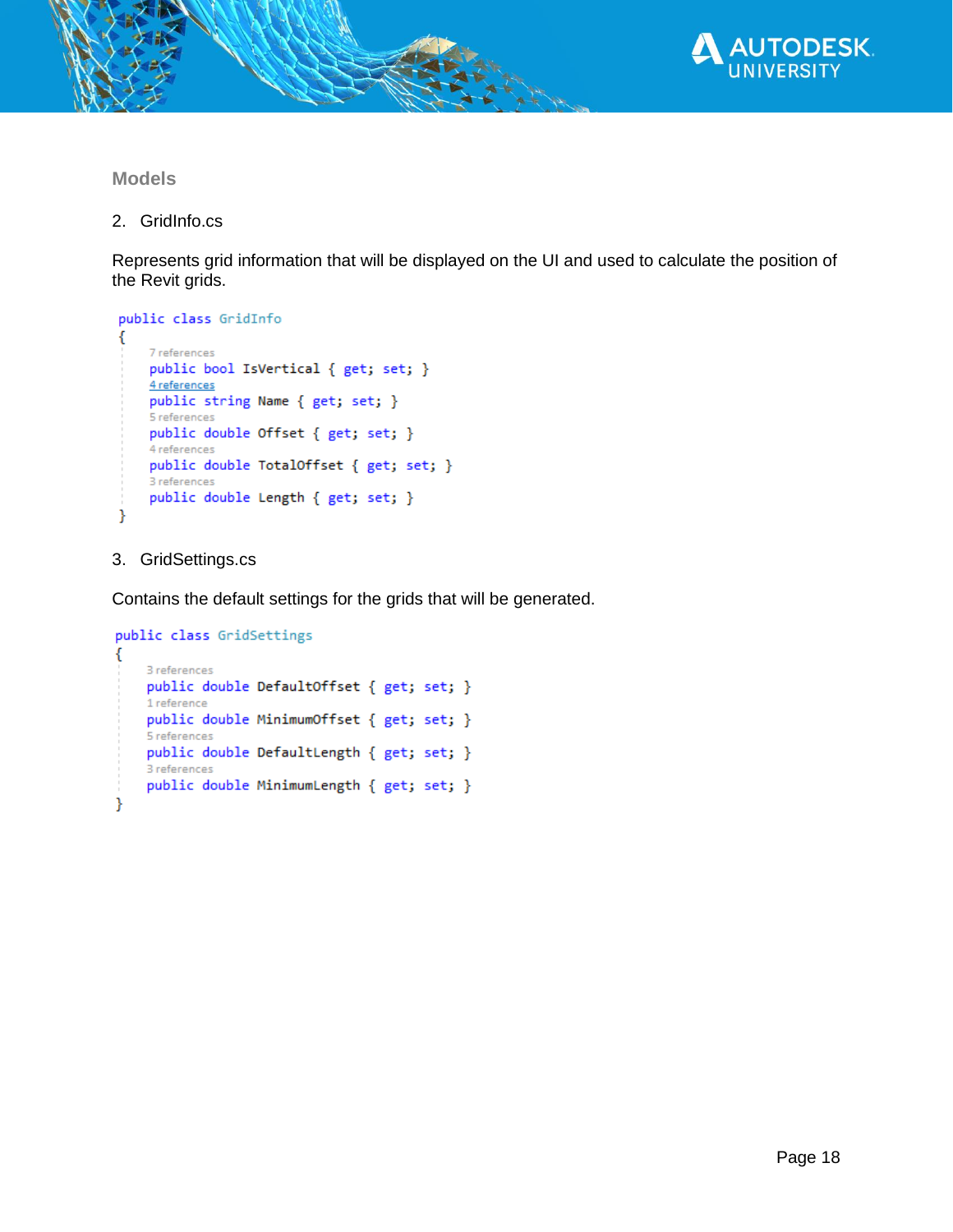### Models

2. GridInfo.cs

Represents grid information that will be displayed on the UI and used to calculate the position of the Revit grids.

```
public class GridInfo
{
    7 references
    public bool IsVertical { get; set; }
    4 references
    public string Name { get; set; }
    5 references
    public double Offset { get; set; }
    4 references
    public double TotalOffset { get; set; }
    3 references
    public double Length { get; set; }
}
```

3. GridSettings.cs

Contains the default settings for the grids that will be generated.

```
public class GridSettings
{
    3 references
    public double DefaultOffset { get; set; }
    1 reference
    public double MinimumOffset { get; set; }
    5 references
    public double DefaultLength { get; set; }
    3 references
    public double MinimumLength { get; set; }
}
```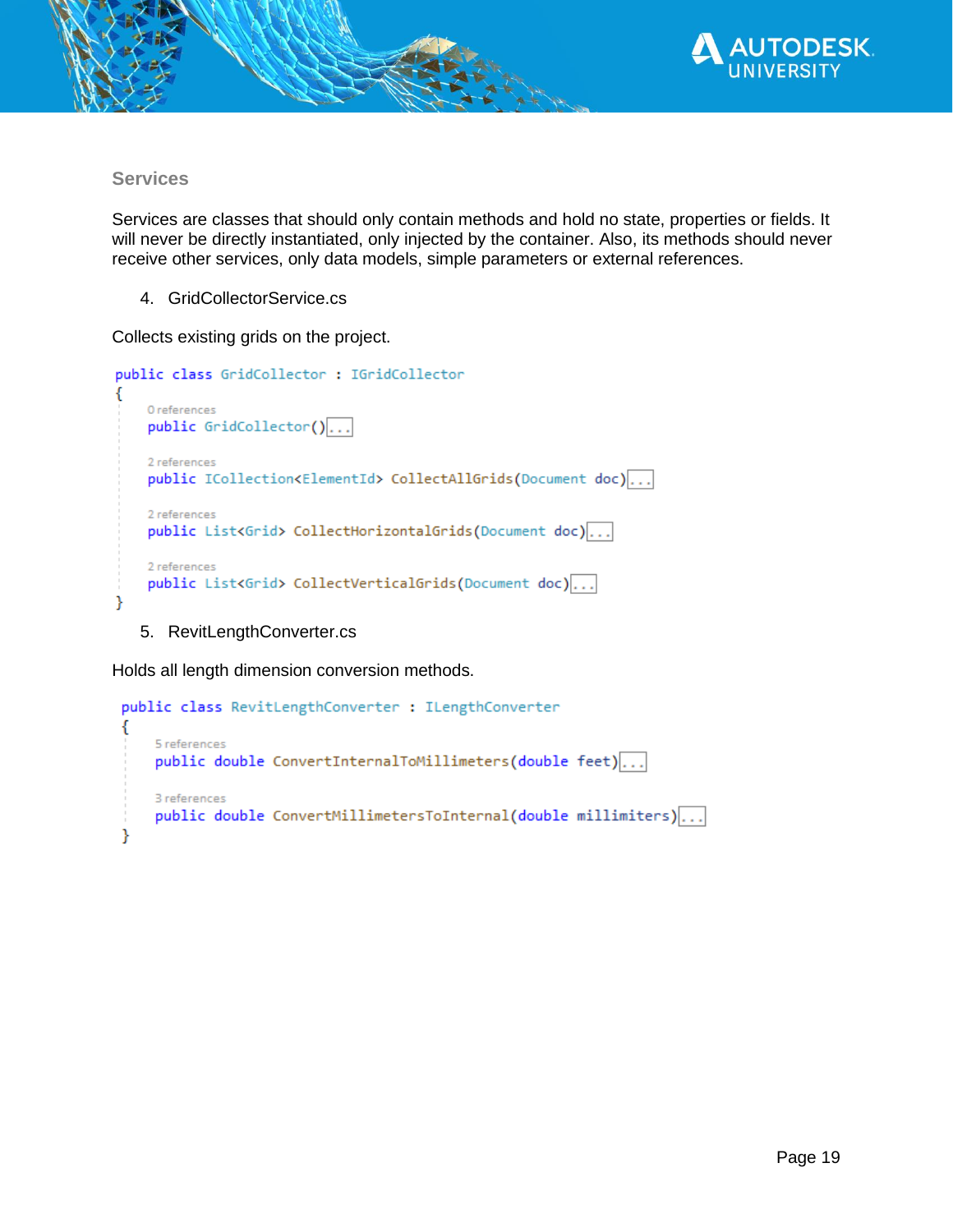### Services

Services are classes that should only contain methods and hold no state, properties or fields. It will never be directly instantiated, only injected by the container. Also, its methods should never receive other services, only data models, simple parameters or external references.

4. GridCollectorService.cs

Collects existing grids on the project.

```
public class GridCollector : IGridCollector
{
    0 references
    public GridCollector()...

    2 references
    public ICollection<ElementId> CollectAllGrids(Document doc)...

    2 references
    public List<Grid> CollectHorizontalGrids(Document doc)...

    2 references
    public List<Grid> CollectVerticalGrids(Document doc)...
}
```

5. RevitLengthConverter.cs

Holds all length dimension conversion methods.

```
public class RevitLengthConverter : ILengthConverter
{
    5 references
    public double ConvertInternalToMillimeters(double feet)...

    3 references
    public double ConvertMillimetersToInternal(double millimiters)...
}
```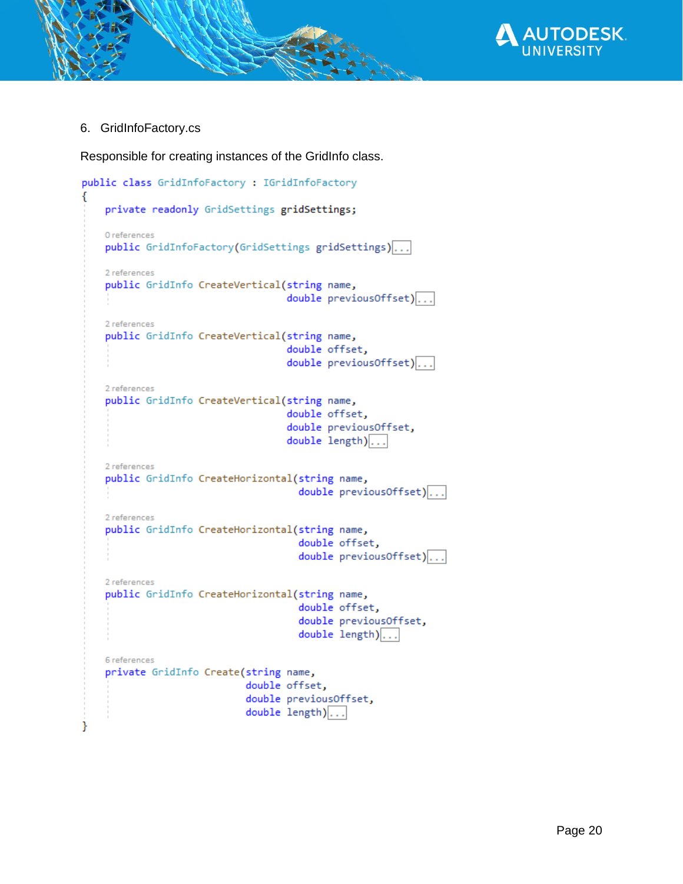6. GridInfoFactory.cs

Responsible for creating instances of the GridInfo class.

```
public class GridInfoFactory : IGridInfoFactory
{
    private readonly GridSettings gridSettings;

    0 references
    public GridInfoFactory(GridSettings gridSettings)...

    2 references
    public GridInfo CreateVertical(string name,
                                   double previousOffset)...

    2 references
    public GridInfo CreateVertical(string name,
                                   double offset,
                                   double previousOffset)...

    2 references
    public GridInfo CreateVertical(string name,
                                   double offset,
                                   double previousOffset,
                                   double length)...

    2 references
    public GridInfo CreateHorizontal(string name,
                                     double previousOffset)...

    2 references
    public GridInfo CreateHorizontal(string name,
                                     double offset,
                                     double previousOffset)...

    2 references
    public GridInfo CreateHorizontal(string name,
                                     double offset,
                                     double previousOffset,
                                     double length)...

    6 references
    private GridInfo Create(string name,
                            double offset,
                            double previousOffset,
                            double length)...
}
```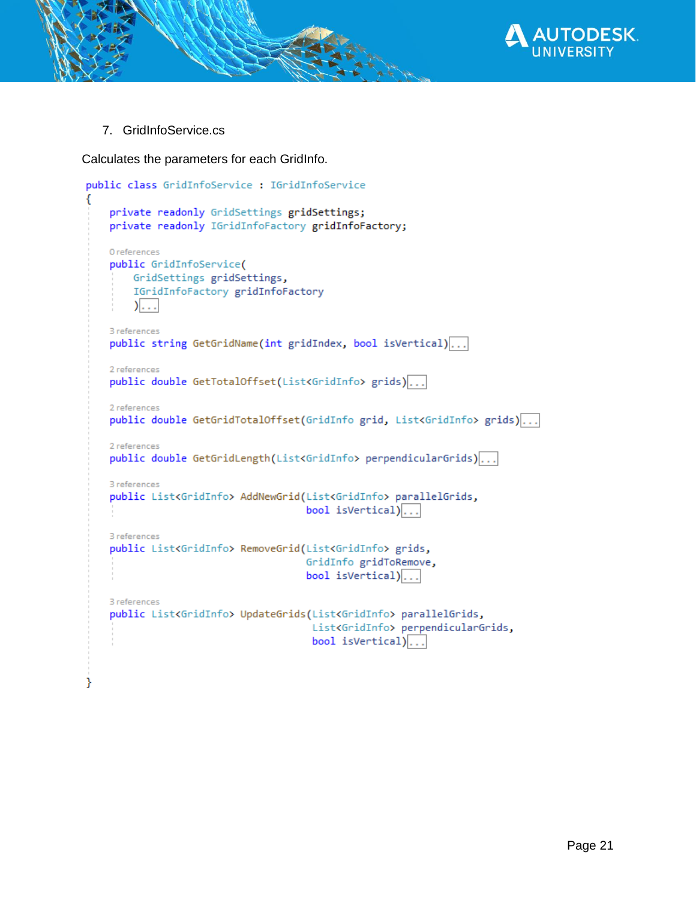7. GridInfoService.cs

Calculates the parameters for each GridInfo.

```
public class GridInfoService : IGridInfoService
{
    private readonly GridSettings gridSettings;
    private readonly IGridInfoFactory gridInfoFactory;

    0 references
    public GridInfoService(
        GridSettings gridSettings,
        IGridInfoFactory gridInfoFactory
        )[...]

    3 references
    public string GetGridName(int gridIndex, bool isVertical)[...]

    2 references
    public double GetTotalOffset(List<GridInfo> grids)[...]

    2 references
    public double GetGridTotalOffset(GridInfo grid, List<GridInfo> grids)[...]

    2 references
    public double GetGridLength(List<GridInfo> perpendicularGrids)[...]

    3 references
    public List<GridInfo> AddNewGrid(List<GridInfo> parallelGrids,
                                     bool isVertical)[...]

    3 references
    public List<GridInfo> RemoveGrid(List<GridInfo> grids,
                                     GridInfo gridToRemove,
                                     bool isVertical)[...]

    3 references
    public List<GridInfo> UpdateGrids(List<GridInfo> parallelGrids,
                                      List<GridInfo> perpendicularGrids,
                                      bool isVertical)[...]

}
```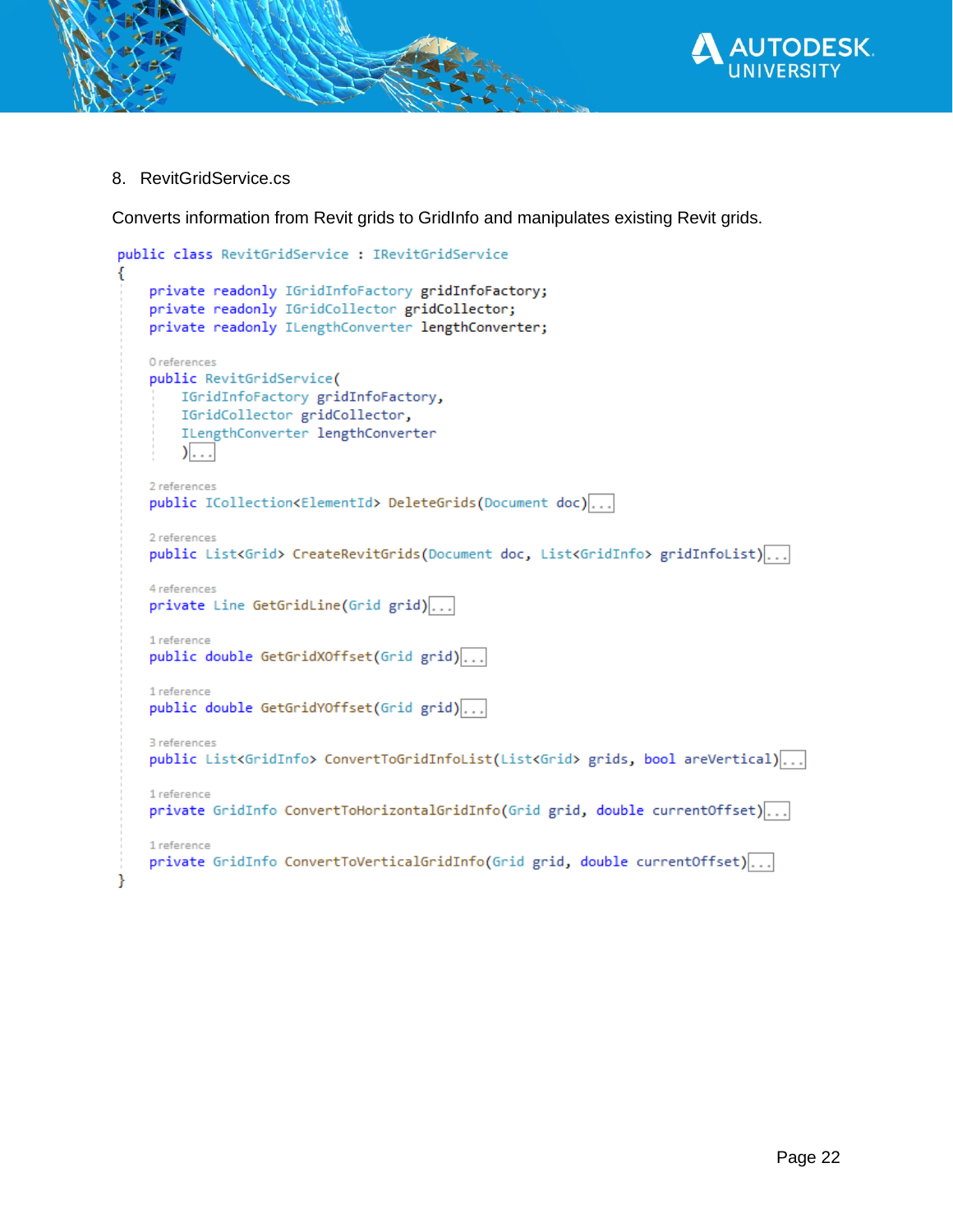8. RevitGridService.cs

Converts information from Revit grids to GridInfo and manipulates existing Revit grids.

```
public class RevitGridService : IRevitGridService
{
    private readonly IGridInfoFactory gridInfoFactory;
    private readonly IGridCollector gridCollector;
    private readonly ILengthConverter lengthConverter;

    0 references
    public RevitGridService(
        IGridInfoFactory gridInfoFactory,
        IGridCollector gridCollector,
        ILengthConverter lengthConverter
        )...

    2 references
    public ICollection<ElementId> DeleteGrids(Document doc)...

    2 references
    public List<Grid> CreateRevitGrids(Document doc, List<GridInfo> gridInfoList)...

    4 references
    private Line GetGridLine(Grid grid)...

    1 reference
    public double GetGridXOffset(Grid grid)...

    1 reference
    public double GetGridYOffset(Grid grid)...

    3 references
    public List<GridInfo> ConvertToGridInfoList(List<Grid> grids, bool areVertical)...

    1 reference
    private GridInfo ConvertToHorizontalGridInfo(Grid grid, double currentOffset)...

    1 reference
    private GridInfo ConvertToVerticalGridInfo(Grid grid, double currentOffset)...
}
```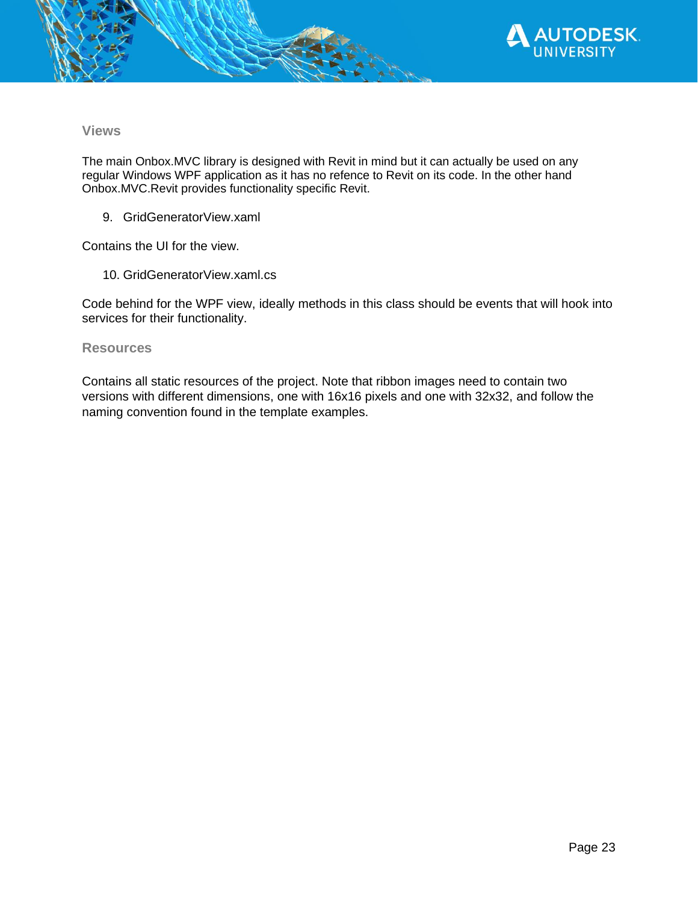### Views

The main Onbox.MVC library is designed with Revit in mind but it can actually be used on any regular Windows WPF application as it has no refence to Revit on its code. In the other hand Onbox.MVC.Revit provides functionality specific Revit.

9. GridGeneratorView.xaml

Contains the UI for the view.

10. GridGeneratorView.xaml.cs

Code behind for the WPF view, ideally methods in this class should be events that will hook into services for their functionality.

### Resources

Contains all static resources of the project. Note that ribbon images need to contain two versions with different dimensions, one with 16x16 pixels and one with 32x32, and follow the naming convention found in the template examples.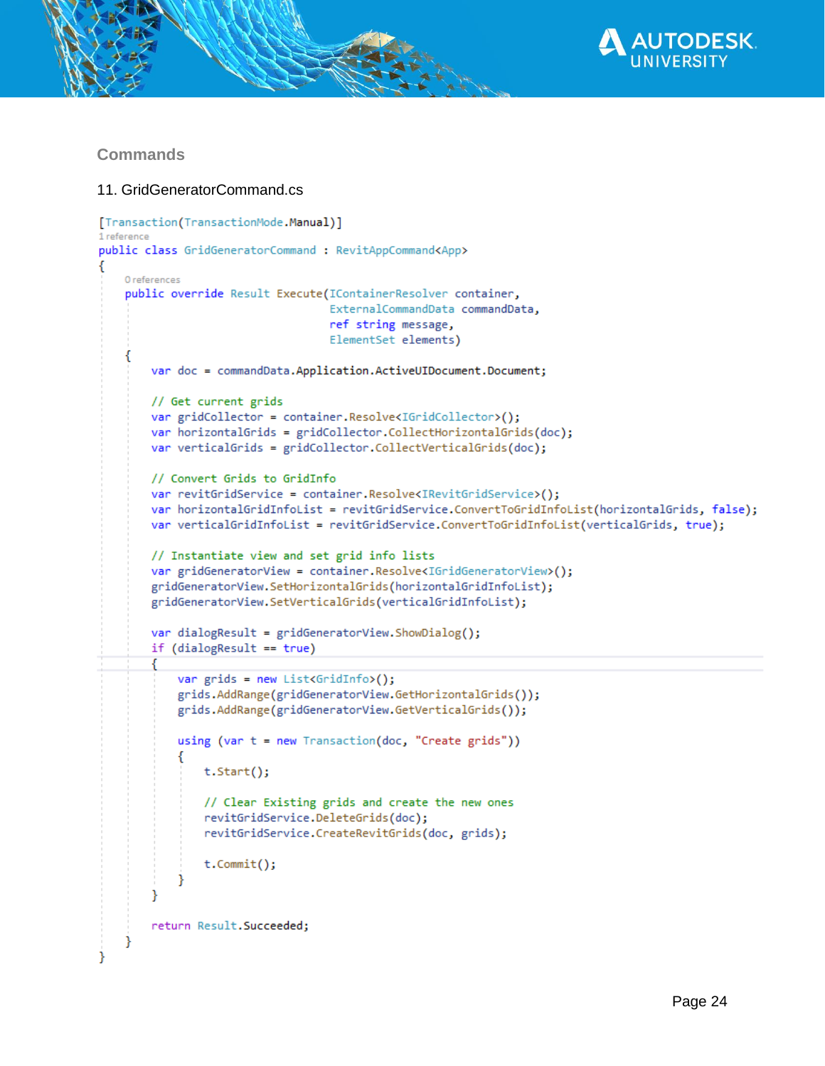## Commands

11. GridGeneratorCommand.cs

```
[Transaction(TransactionMode.Manual)]
1 reference
public class GridGeneratorCommand : RevitAppCommand<App>
{
    0 references
    public override Result Execute(IContainerResolver container,
                                   ExternalCommandData commandData,
                                   ref string message,
                                   ElementSet elements)
    {
        var doc = commandData.Application.ActiveUIDocument.Document;

        // Get current grids
        var gridCollector = container.Resolve<IGridCollector>();
        var horizontalGrids = gridCollector.CollectHorizontalGrids(doc);
        var verticalGrids = gridCollector.CollectVerticalGrids(doc);

        // Convert Grids to GridInfo
        var revitGridService = container.Resolve<IRevitGridService>();
        var horizontalGridInfoList = revitGridService.ConvertToGridInfoList(horizontalGrids, false);
        var verticalGridInfoList = revitGridService.ConvertToGridInfoList(verticalGrids, true);

        // Instantiate view and set grid info lists
        var gridGeneratorView = container.Resolve<IGridGeneratorView>();
        gridGeneratorView.SetHorizontalGrids(horizontalGridInfoList);
        gridGeneratorView.SetVerticalGrids(verticalGridInfoList);

        var dialogResult = gridGeneratorView.ShowDialog();
        if (dialogResult == true)
        {
            var grids = new List<GridInfo>();
            grids.AddRange(gridGeneratorView.GetHorizontalGrids());
            grids.AddRange(gridGeneratorView.GetVerticalGrids());

            using (var t = new Transaction(doc, "Create grids"))
            {
                t.Start();

                // Clear Existing grids and create the new ones
                revitGridService.DeleteGrids(doc);
                revitGridService.CreateRevitGrids(doc, grids);

                t.Commit();
            }
        }

        return Result.Succeeded;
    }
}
```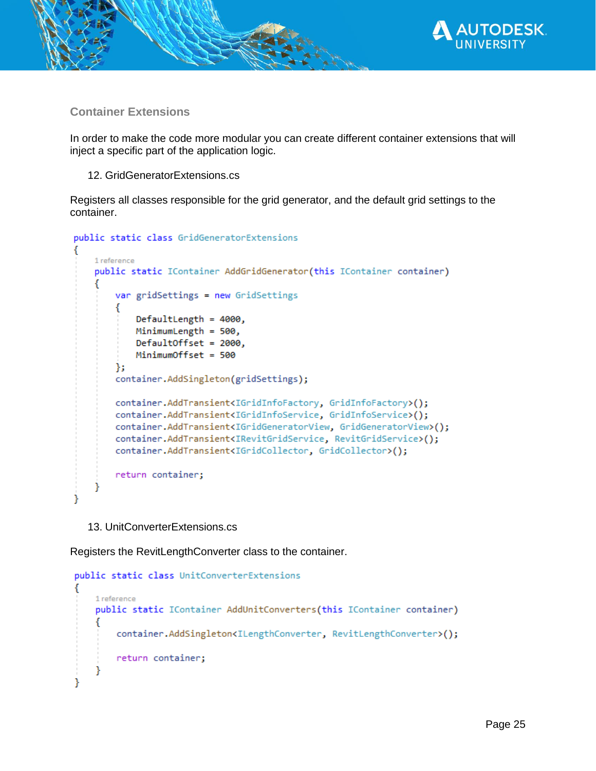### Container Extensions

In order to make the code more modular you can create different container extensions that will inject a specific part of the application logic.

12. GridGeneratorExtensions.cs

Registers all classes responsible for the grid generator, and the default grid settings to the container.

```
public static class GridGeneratorExtensions
{
    1 reference
    public static IContainer AddGridGenerator(this IContainer container)
    {
        var gridSettings = new GridSettings
        {
            DefaultLength = 4000,
            MinimumLength = 500,
            DefaultOffset = 2000,
            MinimumOffset = 500
        };
        container.AddSingleton(gridSettings);

        container.AddTransient<IGridInfoFactory, GridInfoFactory>();
        container.AddTransient<IGridInfoService, GridInfoService>();
        container.AddTransient<IGridGeneratorView, GridGeneratorView>();
        container.AddTransient<IRevitGridService, RevitGridService>();
        container.AddTransient<IGridCollector, GridCollector>();

        return container;
    }
}
```

13. UnitConverterExtensions.cs

Registers the RevitLengthConverter class to the container.

```
public static class UnitConverterExtensions
{
    1 reference
    public static IContainer AddUnitConverters(this IContainer container)
    {
        container.AddSingleton<ILengthConverter, RevitLengthConverter>();

        return container;
    }
}
```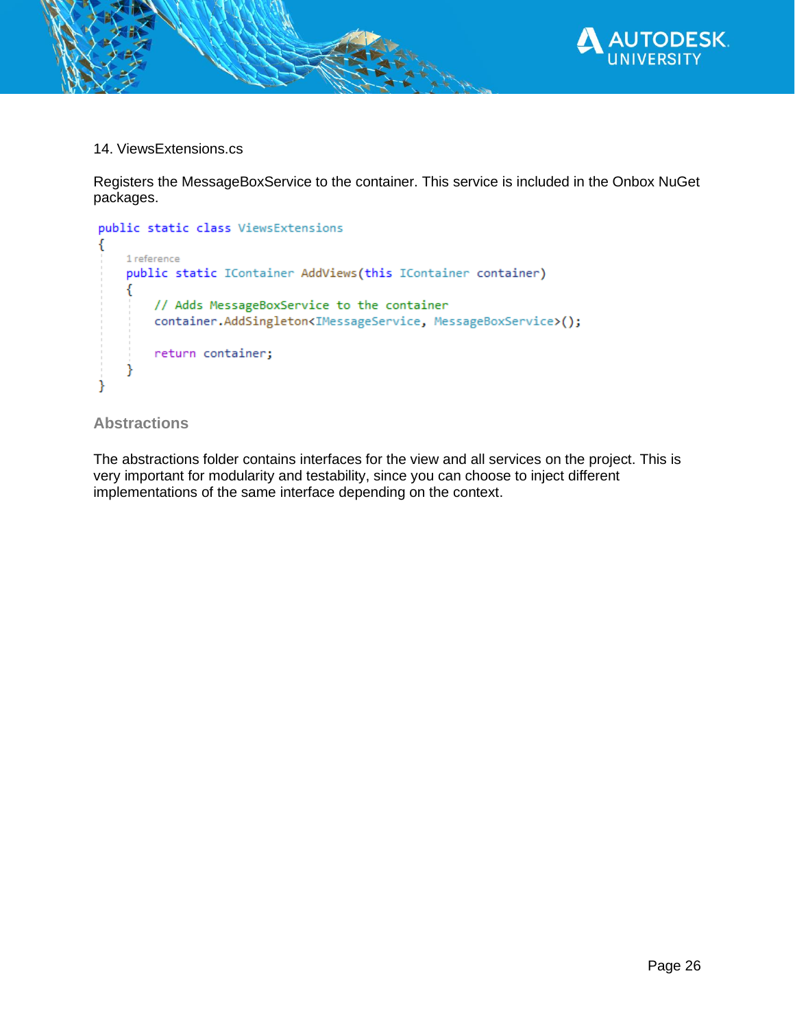14. ViewsExtensions.cs

Registers the MessageBoxService to the container. This service is included in the Onbox NuGet packages.

```
public static class ViewsExtensions
{
    1 reference
    public static IContainer AddViews(this IContainer container)
    {
        // Adds MessageBoxService to the container
        container.AddSingleton<IMessageService, MessageBoxService>();

        return container;
    }
}
```

## Abstractions

The abstractions folder contains interfaces for the view and all services on the project. This is very important for modularity and testability, since you can choose to inject different implementations of the same interface depending on the context.